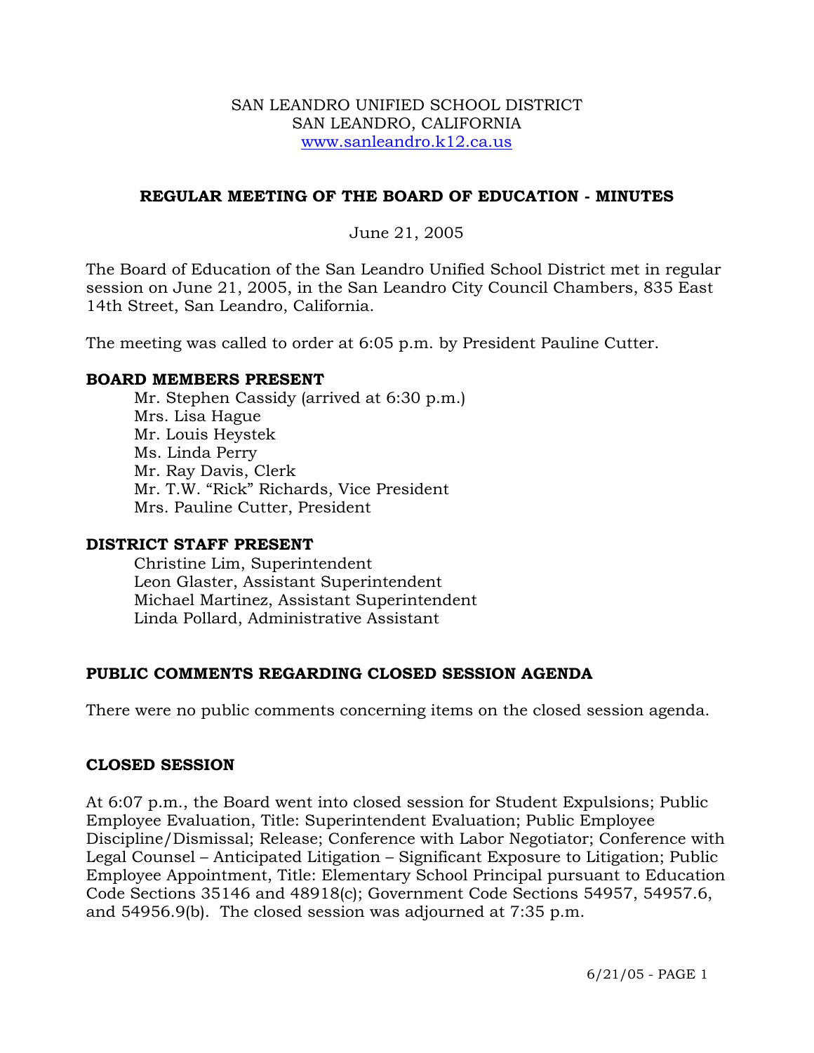SAN LEANDRO UNIFIED SCHOOL DISTRICT
SAN LEANDRO, CALIFORNIA
www.sanleandro.k12.ca.us

## REGULAR MEETING OF THE BOARD OF EDUCATION - MINUTES

June 21, 2005

The Board of Education of the San Leandro Unified School District met in regular session on June 21, 2005, in the San Leandro City Council Chambers, 835 East 14th Street, San Leandro, California.

The meeting was called to order at 6:05 p.m. by President Pauline Cutter.

### BOARD MEMBERS PRESENT

Mr. Stephen Cassidy (arrived at 6:30 p.m.)
Mrs. Lisa Hague
Mr. Louis Heystek
Ms. Linda Perry
Mr. Ray Davis, Clerk
Mr. T.W. "Rick" Richards, Vice President
Mrs. Pauline Cutter, President

### DISTRICT STAFF PRESENT

Christine Lim, Superintendent
Leon Glaster, Assistant Superintendent
Michael Martinez, Assistant Superintendent
Linda Pollard, Administrative Assistant

### PUBLIC COMMENTS REGARDING CLOSED SESSION AGENDA

There were no public comments concerning items on the closed session agenda.

### CLOSED SESSION

At 6:07 p.m., the Board went into closed session for Student Expulsions; Public Employee Evaluation, Title: Superintendent Evaluation; Public Employee Discipline/Dismissal; Release; Conference with Labor Negotiator; Conference with Legal Counsel – Anticipated Litigation – Significant Exposure to Litigation; Public Employee Appointment, Title: Elementary School Principal pursuant to Education Code Sections 35146 and 48918(c); Government Code Sections 54957, 54957.6, and 54956.9(b). The closed session was adjourned at 7:35 p.m.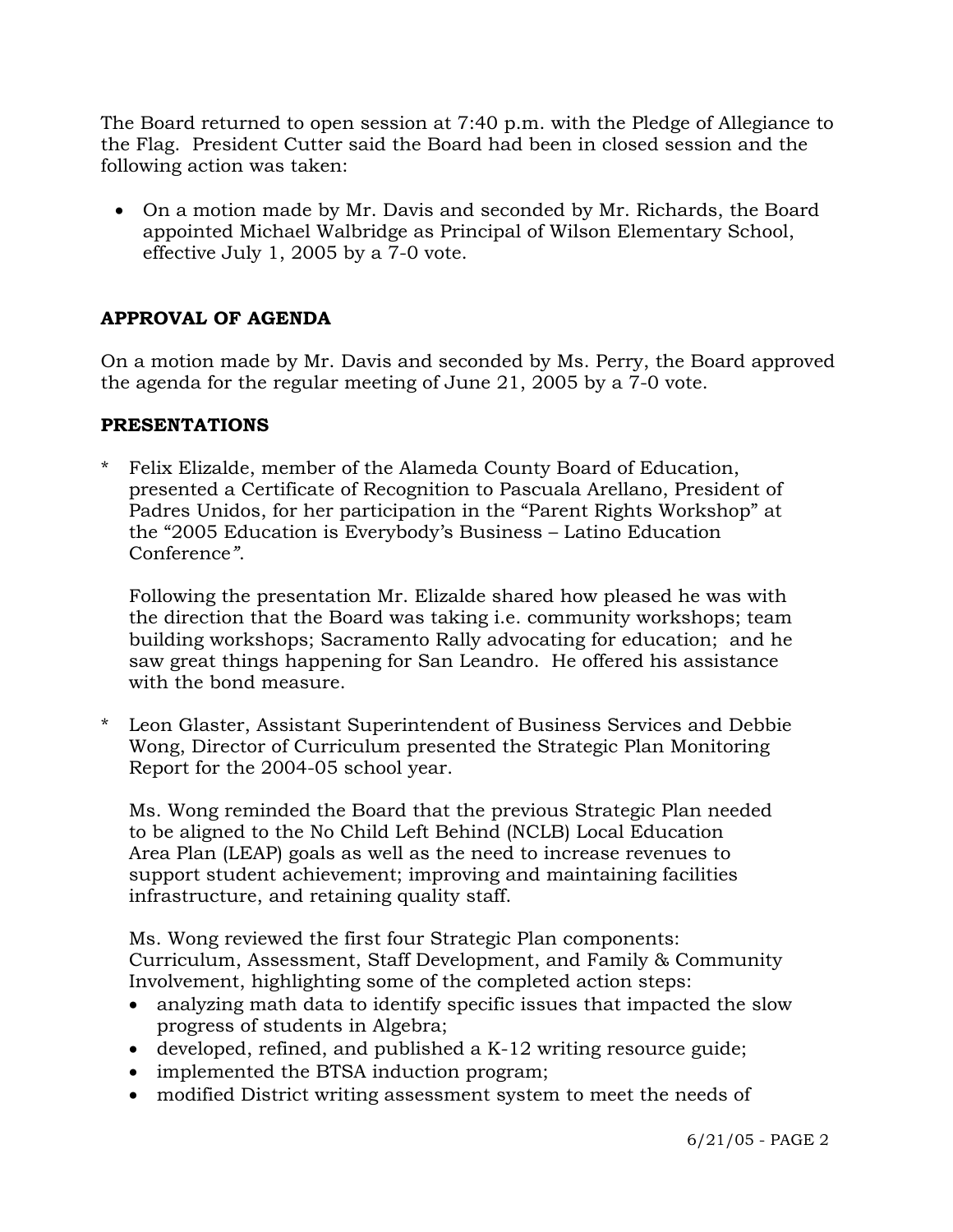The Board returned to open session at 7:40 p.m. with the Pledge of Allegiance to the Flag. President Cutter said the Board had been in closed session and the following action was taken:

- On a motion made by Mr. Davis and seconded by Mr. Richards, the Board appointed Michael Walbridge as Principal of Wilson Elementary School, effective July 1, 2005 by a 7-0 vote.

**APPROVAL OF AGENDA**

On a motion made by Mr. Davis and seconded by Ms. Perry, the Board approved the agenda for the regular meeting of June 21, 2005 by a 7-0 vote.

**PRESENTATIONS**

\* Felix Elizalde, member of the Alameda County Board of Education, presented a Certificate of Recognition to Pascuala Arellano, President of Padres Unidos, for her participation in the "Parent Rights Workshop" at the "2005 Education is Everybody's Business – Latino Education Conference".

  Following the presentation Mr. Elizalde shared how pleased he was with the direction that the Board was taking i.e. community workshops; team building workshops; Sacramento Rally advocating for education; and he saw great things happening for San Leandro. He offered his assistance with the bond measure.

\* Leon Glaster, Assistant Superintendent of Business Services and Debbie Wong, Director of Curriculum presented the Strategic Plan Monitoring Report for the 2004-05 school year.

  Ms. Wong reminded the Board that the previous Strategic Plan needed to be aligned to the No Child Left Behind (NCLB) Local Education Area Plan (LEAP) goals as well as the need to increase revenues to support student achievement; improving and maintaining facilities infrastructure, and retaining quality staff.

  Ms. Wong reviewed the first four Strategic Plan components: Curriculum, Assessment, Staff Development, and Family & Community Involvement, highlighting some of the completed action steps:

  - analyzing math data to identify specific issues that impacted the slow progress of students in Algebra;
  - developed, refined, and published a K-12 writing resource guide;
  - implemented the BTSA induction program;
  - modified District writing assessment system to meet the needs of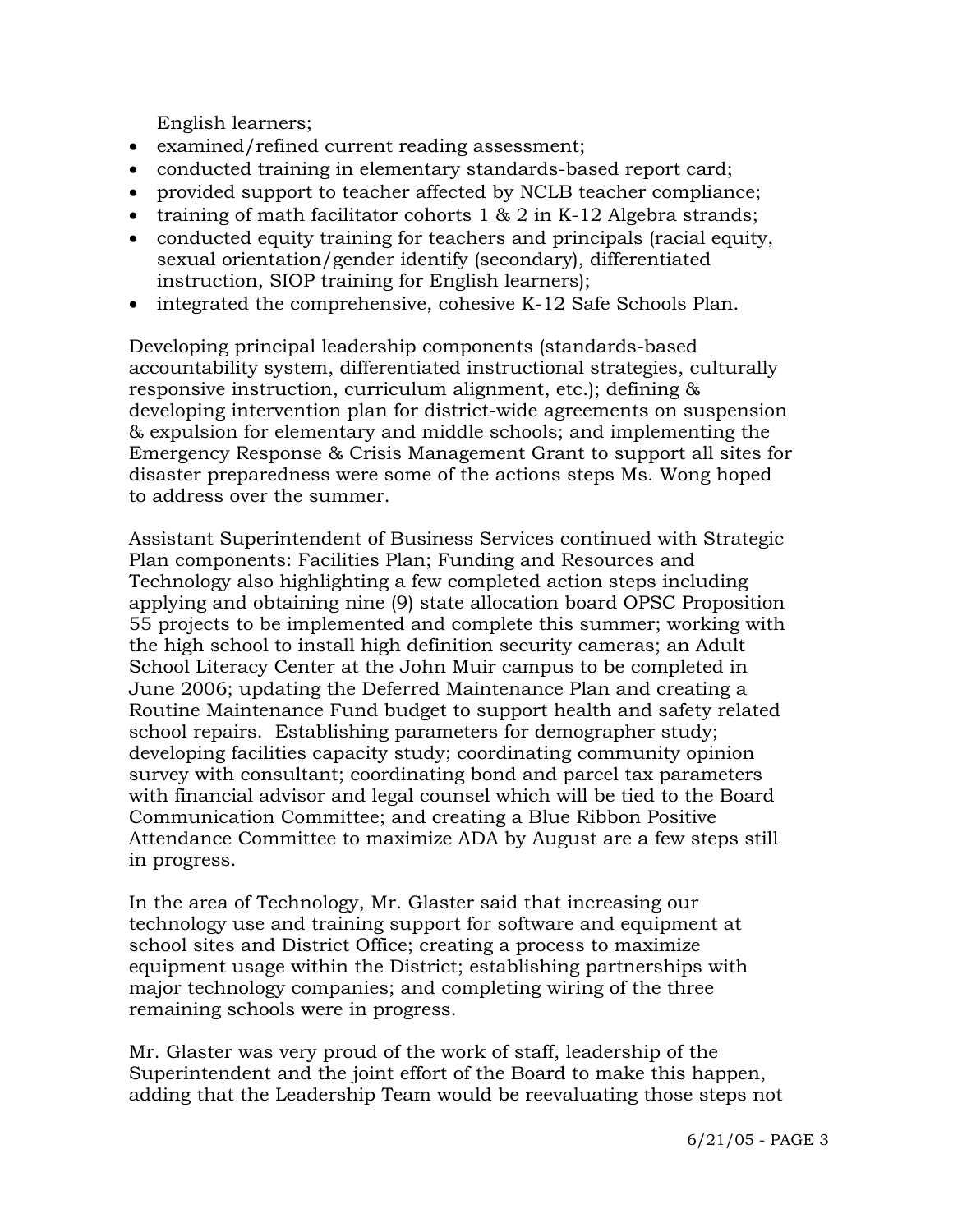English learners;

- examined/refined current reading assessment;
- conducted training in elementary standards-based report card;
- provided support to teacher affected by NCLB teacher compliance;
- training of math facilitator cohorts 1 & 2 in K-12 Algebra strands;
- conducted equity training for teachers and principals (racial equity, sexual orientation/gender identify (secondary), differentiated instruction, SIOP training for English learners);
- integrated the comprehensive, cohesive K-12 Safe Schools Plan.

Developing principal leadership components (standards-based accountability system, differentiated instructional strategies, culturally responsive instruction, curriculum alignment, etc.); defining & developing intervention plan for district-wide agreements on suspension & expulsion for elementary and middle schools; and implementing the Emergency Response & Crisis Management Grant to support all sites for disaster preparedness were some of the actions steps Ms. Wong hoped to address over the summer.

Assistant Superintendent of Business Services continued with Strategic Plan components: Facilities Plan; Funding and Resources and Technology also highlighting a few completed action steps including applying and obtaining nine (9) state allocation board OPSC Proposition 55 projects to be implemented and complete this summer; working with the high school to install high definition security cameras; an Adult School Literacy Center at the John Muir campus to be completed in June 2006; updating the Deferred Maintenance Plan and creating a Routine Maintenance Fund budget to support health and safety related school repairs. Establishing parameters for demographer study; developing facilities capacity study; coordinating community opinion survey with consultant; coordinating bond and parcel tax parameters with financial advisor and legal counsel which will be tied to the Board Communication Committee; and creating a Blue Ribbon Positive Attendance Committee to maximize ADA by August are a few steps still in progress.

In the area of Technology, Mr. Glaster said that increasing our technology use and training support for software and equipment at school sites and District Office; creating a process to maximize equipment usage within the District; establishing partnerships with major technology companies; and completing wiring of the three remaining schools were in progress.

Mr. Glaster was very proud of the work of staff, leadership of the Superintendent and the joint effort of the Board to make this happen, adding that the Leadership Team would be reevaluating those steps not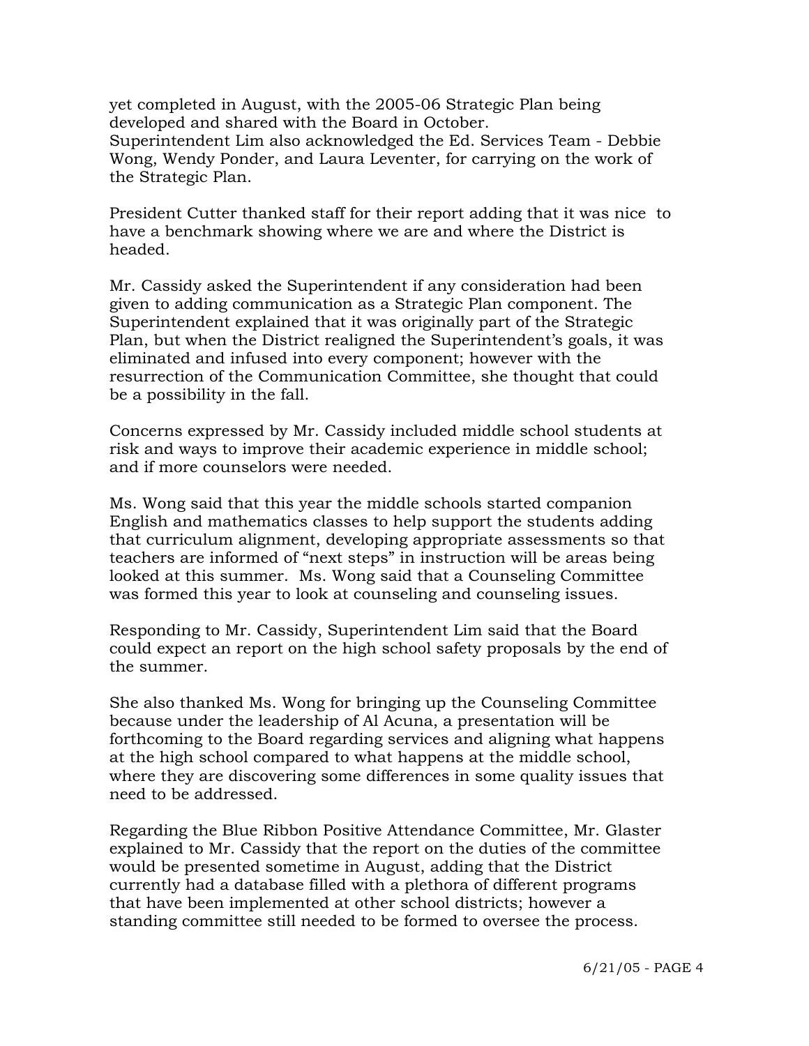yet completed in August, with the 2005-06 Strategic Plan being developed and shared with the Board in October.
Superintendent Lim also acknowledged the Ed. Services Team - Debbie Wong, Wendy Ponder, and Laura Leventer, for carrying on the work of the Strategic Plan.

President Cutter thanked staff for their report adding that it was nice to have a benchmark showing where we are and where the District is headed.

Mr. Cassidy asked the Superintendent if any consideration had been given to adding communication as a Strategic Plan component. The Superintendent explained that it was originally part of the Strategic Plan, but when the District realigned the Superintendent's goals, it was eliminated and infused into every component; however with the resurrection of the Communication Committee, she thought that could be a possibility in the fall.

Concerns expressed by Mr. Cassidy included middle school students at risk and ways to improve their academic experience in middle school; and if more counselors were needed.

Ms. Wong said that this year the middle schools started companion English and mathematics classes to help support the students adding that curriculum alignment, developing appropriate assessments so that teachers are informed of "next steps" in instruction will be areas being looked at this summer. Ms. Wong said that a Counseling Committee was formed this year to look at counseling and counseling issues.

Responding to Mr. Cassidy, Superintendent Lim said that the Board could expect an report on the high school safety proposals by the end of the summer.

She also thanked Ms. Wong for bringing up the Counseling Committee because under the leadership of Al Acuna, a presentation will be forthcoming to the Board regarding services and aligning what happens at the high school compared to what happens at the middle school, where they are discovering some differences in some quality issues that need to be addressed.

Regarding the Blue Ribbon Positive Attendance Committee, Mr. Glaster explained to Mr. Cassidy that the report on the duties of the committee would be presented sometime in August, adding that the District currently had a database filled with a plethora of different programs that have been implemented at other school districts; however a standing committee still needed to be formed to oversee the process.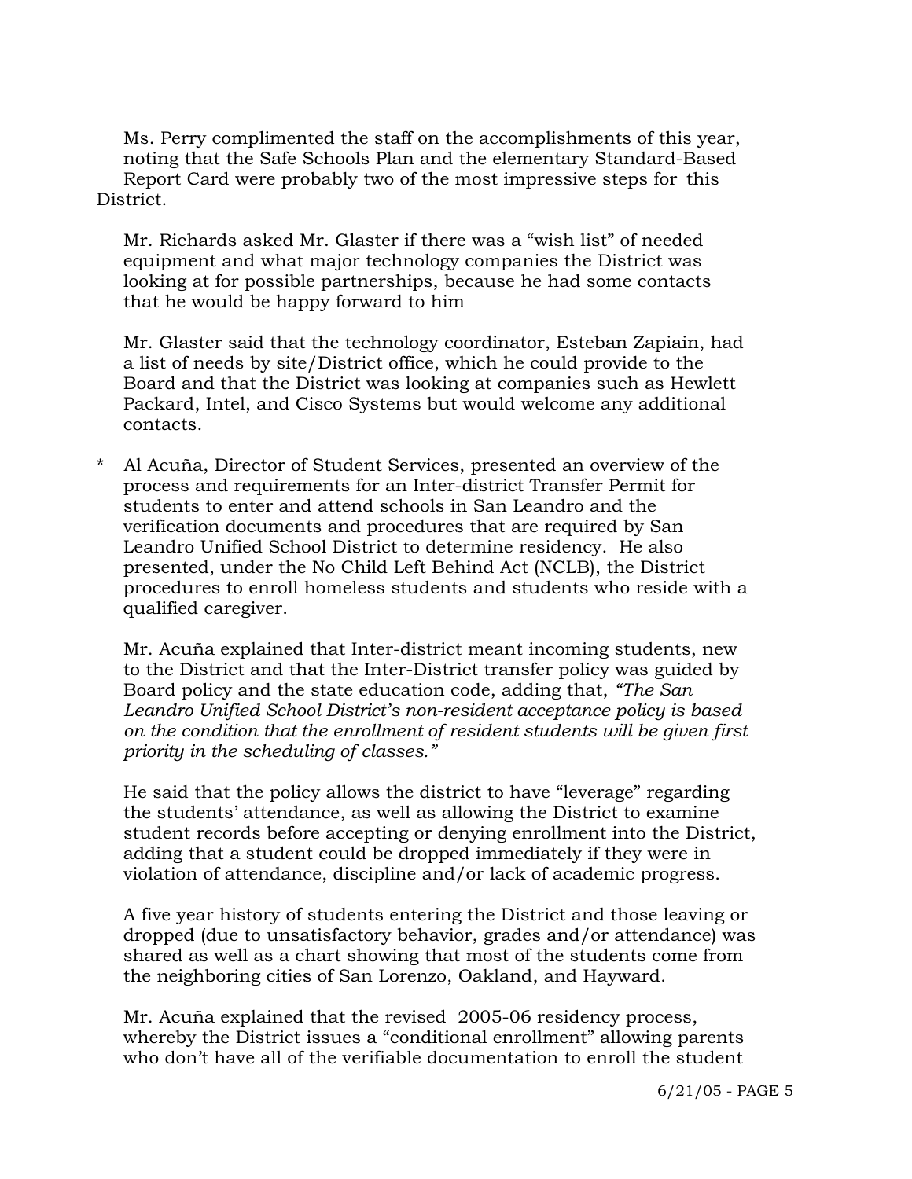Ms. Perry complimented the staff on the accomplishments of this year, noting that the Safe Schools Plan and the elementary Standard-Based Report Card were probably two of the most impressive steps for this District.

Mr. Richards asked Mr. Glaster if there was a "wish list" of needed equipment and what major technology companies the District was looking at for possible partnerships, because he had some contacts that he would be happy forward to him

Mr. Glaster said that the technology coordinator, Esteban Zapiain, had a list of needs by site/District office, which he could provide to the Board and that the District was looking at companies such as Hewlett Packard, Intel, and Cisco Systems but would welcome any additional contacts.

\* Al Acuña, Director of Student Services, presented an overview of the process and requirements for an Inter-district Transfer Permit for students to enter and attend schools in San Leandro and the verification documents and procedures that are required by San Leandro Unified School District to determine residency. He also presented, under the No Child Left Behind Act (NCLB), the District procedures to enroll homeless students and students who reside with a qualified caregiver.

Mr. Acuña explained that Inter-district meant incoming students, new to the District and that the Inter-District transfer policy was guided by Board policy and the state education code, adding that, *"The San Leandro Unified School District's non-resident acceptance policy is based on the condition that the enrollment of resident students will be given first priority in the scheduling of classes."*

He said that the policy allows the district to have "leverage" regarding the students' attendance, as well as allowing the District to examine student records before accepting or denying enrollment into the District, adding that a student could be dropped immediately if they were in violation of attendance, discipline and/or lack of academic progress.

A five year history of students entering the District and those leaving or dropped (due to unsatisfactory behavior, grades and/or attendance) was shared as well as a chart showing that most of the students come from the neighboring cities of San Lorenzo, Oakland, and Hayward.

Mr. Acuña explained that the revised 2005-06 residency process, whereby the District issues a "conditional enrollment" allowing parents who don't have all of the verifiable documentation to enroll the student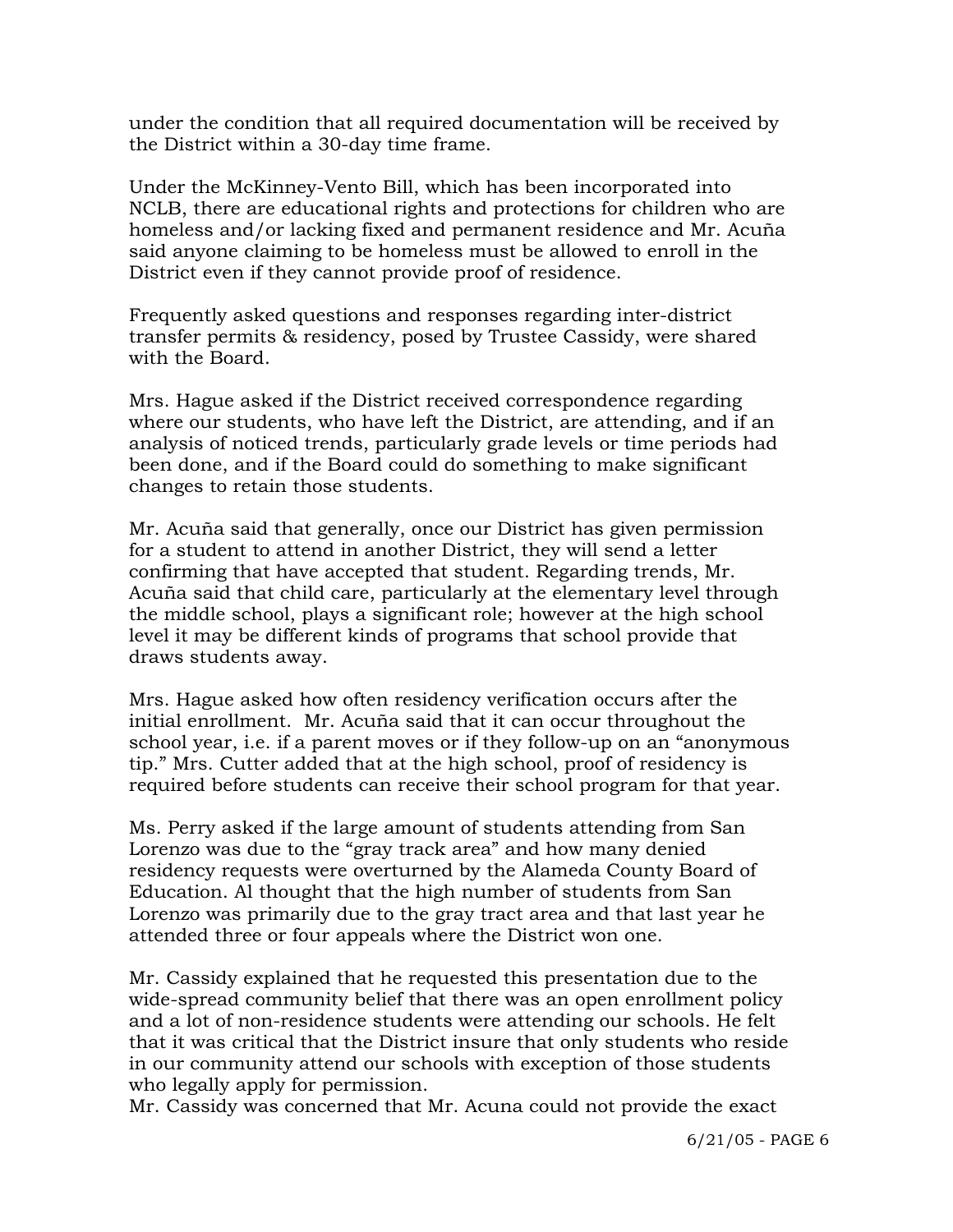under the condition that all required documentation will be received by the District within a 30-day time frame.

Under the McKinney-Vento Bill, which has been incorporated into NCLB, there are educational rights and protections for children who are homeless and/or lacking fixed and permanent residence and Mr. Acuña said anyone claiming to be homeless must be allowed to enroll in the District even if they cannot provide proof of residence.

Frequently asked questions and responses regarding inter-district transfer permits & residency, posed by Trustee Cassidy, were shared with the Board.

Mrs. Hague asked if the District received correspondence regarding where our students, who have left the District, are attending, and if an analysis of noticed trends, particularly grade levels or time periods had been done, and if the Board could do something to make significant changes to retain those students.

Mr. Acuña said that generally, once our District has given permission for a student to attend in another District, they will send a letter confirming that have accepted that student. Regarding trends, Mr. Acuña said that child care, particularly at the elementary level through the middle school, plays a significant role; however at the high school level it may be different kinds of programs that school provide that draws students away.

Mrs. Hague asked how often residency verification occurs after the initial enrollment. Mr. Acuña said that it can occur throughout the school year, i.e. if a parent moves or if they follow-up on an "anonymous tip." Mrs. Cutter added that at the high school, proof of residency is required before students can receive their school program for that year.

Ms. Perry asked if the large amount of students attending from San Lorenzo was due to the "gray track area" and how many denied residency requests were overturned by the Alameda County Board of Education. Al thought that the high number of students from San Lorenzo was primarily due to the gray tract area and that last year he attended three or four appeals where the District won one.

Mr. Cassidy explained that he requested this presentation due to the wide-spread community belief that there was an open enrollment policy and a lot of non-residence students were attending our schools. He felt that it was critical that the District insure that only students who reside in our community attend our schools with exception of those students who legally apply for permission.
Mr. Cassidy was concerned that Mr. Acuna could not provide the exact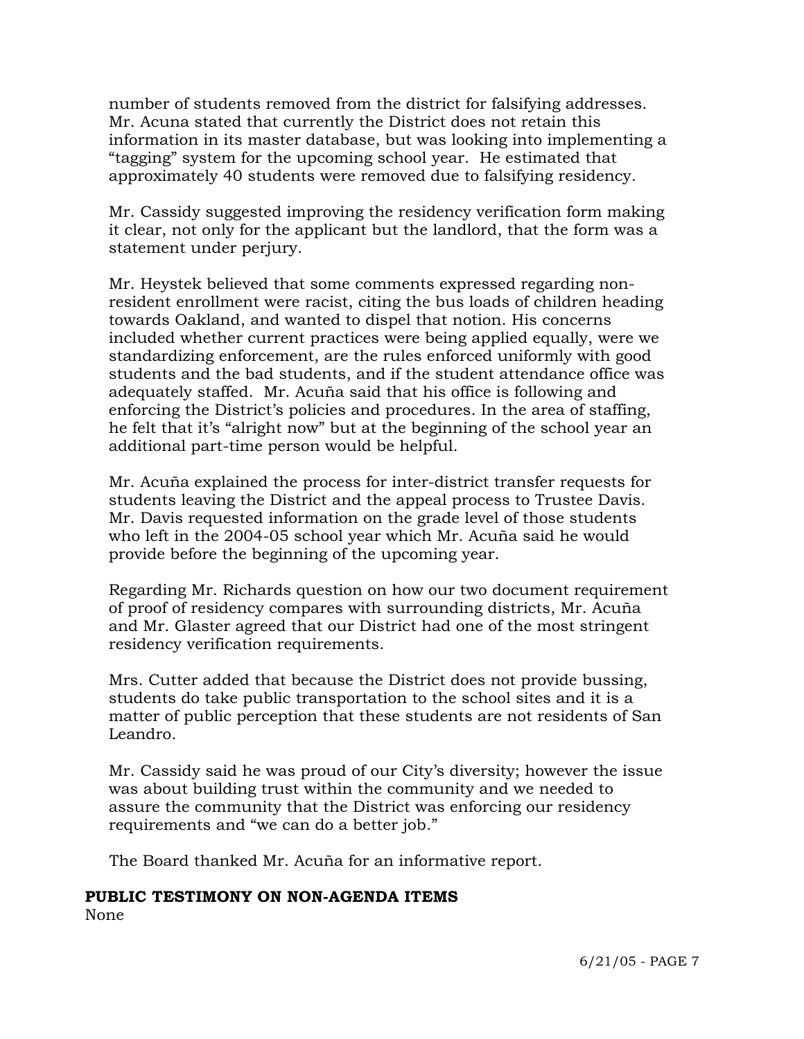number of students removed from the district for falsifying addresses. Mr. Acuna stated that currently the District does not retain this information in its master database, but was looking into implementing a "tagging" system for the upcoming school year. He estimated that approximately 40 students were removed due to falsifying residency.

Mr. Cassidy suggested improving the residency verification form making it clear, not only for the applicant but the landlord, that the form was a statement under perjury.

Mr. Heystek believed that some comments expressed regarding non-resident enrollment were racist, citing the bus loads of children heading towards Oakland, and wanted to dispel that notion. His concerns included whether current practices were being applied equally, were we standardizing enforcement, are the rules enforced uniformly with good students and the bad students, and if the student attendance office was adequately staffed. Mr. Acuña said that his office is following and enforcing the District's policies and procedures. In the area of staffing, he felt that it's "alright now" but at the beginning of the school year an additional part-time person would be helpful.

Mr. Acuña explained the process for inter-district transfer requests for students leaving the District and the appeal process to Trustee Davis. Mr. Davis requested information on the grade level of those students who left in the 2004-05 school year which Mr. Acuña said he would provide before the beginning of the upcoming year.

Regarding Mr. Richards question on how our two document requirement of proof of residency compares with surrounding districts, Mr. Acuña and Mr. Glaster agreed that our District had one of the most stringent residency verification requirements.

Mrs. Cutter added that because the District does not provide bussing, students do take public transportation to the school sites and it is a matter of public perception that these students are not residents of San Leandro.

Mr. Cassidy said he was proud of our City's diversity; however the issue was about building trust within the community and we needed to assure the community that the District was enforcing our residency requirements and "we can do a better job."

The Board thanked Mr. Acuña for an informative report.

**PUBLIC TESTIMONY ON NON-AGENDA ITEMS**

None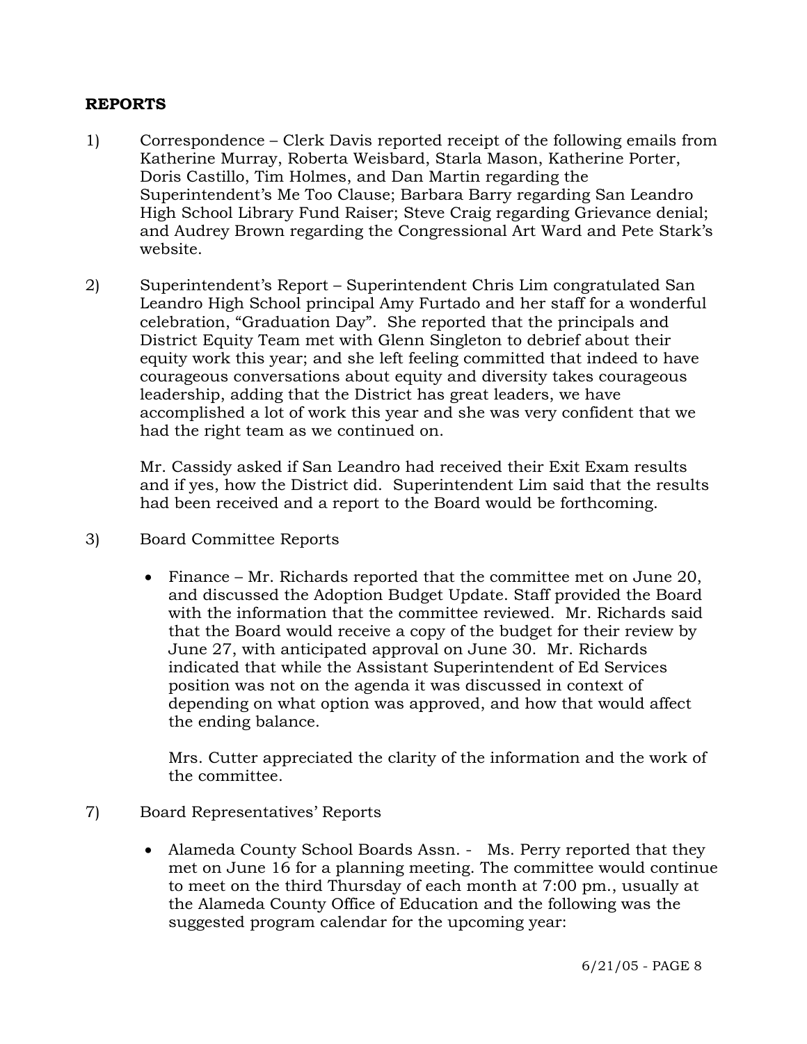**REPORTS**

1) Correspondence – Clerk Davis reported receipt of the following emails from Katherine Murray, Roberta Weisbard, Starla Mason, Katherine Porter, Doris Castillo, Tim Holmes, and Dan Martin regarding the Superintendent's Me Too Clause; Barbara Barry regarding San Leandro High School Library Fund Raiser; Steve Craig regarding Grievance denial; and Audrey Brown regarding the Congressional Art Ward and Pete Stark's website.

2) Superintendent's Report – Superintendent Chris Lim congratulated San Leandro High School principal Amy Furtado and her staff for a wonderful celebration, "Graduation Day". She reported that the principals and District Equity Team met with Glenn Singleton to debrief about their equity work this year; and she left feeling committed that indeed to have courageous conversations about equity and diversity takes courageous leadership, adding that the District has great leaders, we have accomplished a lot of work this year and she was very confident that we had the right team as we continued on.

   Mr. Cassidy asked if San Leandro had received their Exit Exam results and if yes, how the District did. Superintendent Lim said that the results had been received and a report to the Board would be forthcoming.

3) Board Committee Reports

   - Finance – Mr. Richards reported that the committee met on June 20, and discussed the Adoption Budget Update. Staff provided the Board with the information that the committee reviewed. Mr. Richards said that the Board would receive a copy of the budget for their review by June 27, with anticipated approval on June 30. Mr. Richards indicated that while the Assistant Superintendent of Ed Services position was not on the agenda it was discussed in context of depending on what option was approved, and how that would affect the ending balance.

     Mrs. Cutter appreciated the clarity of the information and the work of the committee.

7) Board Representatives' Reports

   - Alameda County School Boards Assn. - Ms. Perry reported that they met on June 16 for a planning meeting. The committee would continue to meet on the third Thursday of each month at 7:00 pm., usually at the Alameda County Office of Education and the following was the suggested program calendar for the upcoming year: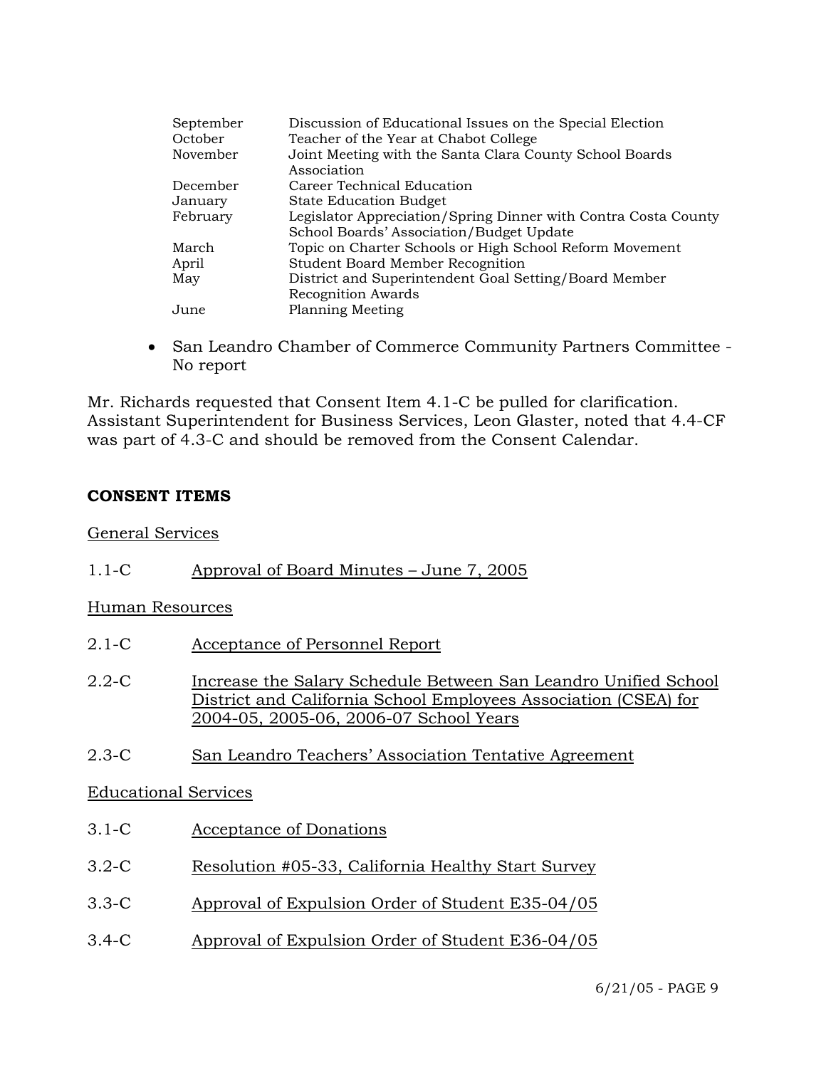| | |
|---|---|
| September | Discussion of Educational Issues on the Special Election |
| October | Teacher of the Year at Chabot College |
| November | Joint Meeting with the Santa Clara County School Boards Association |
| December | Career Technical Education |
| January | State Education Budget |
| February | Legislator Appreciation/Spring Dinner with Contra Costa County School Boards' Association/Budget Update |
| March | Topic on Charter Schools or High School Reform Movement |
| April | Student Board Member Recognition |
| May | District and Superintendent Goal Setting/Board Member Recognition Awards |
| June | Planning Meeting |

- San Leandro Chamber of Commerce Community Partners Committee - No report

Mr. Richards requested that Consent Item 4.1-C be pulled for clarification. Assistant Superintendent for Business Services, Leon Glaster, noted that 4.4-CF was part of 4.3-C and should be removed from the Consent Calendar.

## CONSENT ITEMS

General Services

1.1-C Approval of Board Minutes – June 7, 2005

Human Resources

2.1-C Acceptance of Personnel Report

2.2-C Increase the Salary Schedule Between San Leandro Unified School District and California School Employees Association (CSEA) for 2004-05, 2005-06, 2006-07 School Years

2.3-C San Leandro Teachers' Association Tentative Agreement

Educational Services

3.1-C Acceptance of Donations

3.2-C Resolution #05-33, California Healthy Start Survey

3.3-C Approval of Expulsion Order of Student E35-04/05

3.4-C Approval of Expulsion Order of Student E36-04/05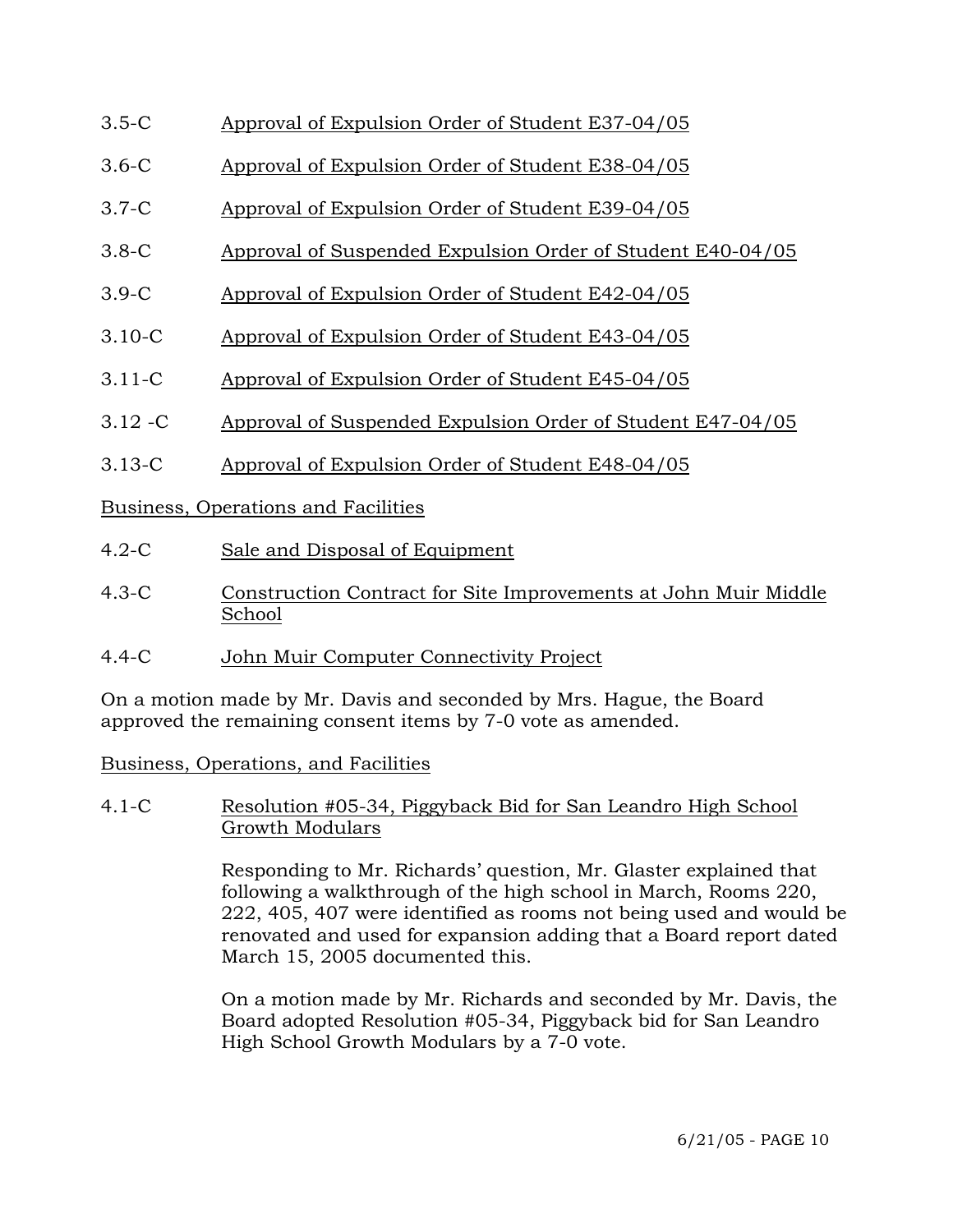3.5-C Approval of Expulsion Order of Student E37-04/05

3.6-C Approval of Expulsion Order of Student E38-04/05

3.7-C Approval of Expulsion Order of Student E39-04/05

3.8-C Approval of Suspended Expulsion Order of Student E40-04/05

3.9-C Approval of Expulsion Order of Student E42-04/05

3.10-C Approval of Expulsion Order of Student E43-04/05

3.11-C Approval of Expulsion Order of Student E45-04/05

3.12 -C Approval of Suspended Expulsion Order of Student E47-04/05

3.13-C Approval of Expulsion Order of Student E48-04/05

Business, Operations and Facilities

4.2-C Sale and Disposal of Equipment

4.3-C Construction Contract for Site Improvements at John Muir Middle School

4.4-C John Muir Computer Connectivity Project

On a motion made by Mr. Davis and seconded by Mrs. Hague, the Board approved the remaining consent items by 7-0 vote as amended.

Business, Operations, and Facilities

4.1-C Resolution #05-34, Piggyback Bid for San Leandro High School Growth Modulars

Responding to Mr. Richards' question, Mr. Glaster explained that following a walkthrough of the high school in March, Rooms 220, 222, 405, 407 were identified as rooms not being used and would be renovated and used for expansion adding that a Board report dated March 15, 2005 documented this.

On a motion made by Mr. Richards and seconded by Mr. Davis, the Board adopted Resolution #05-34, Piggyback bid for San Leandro High School Growth Modulars by a 7-0 vote.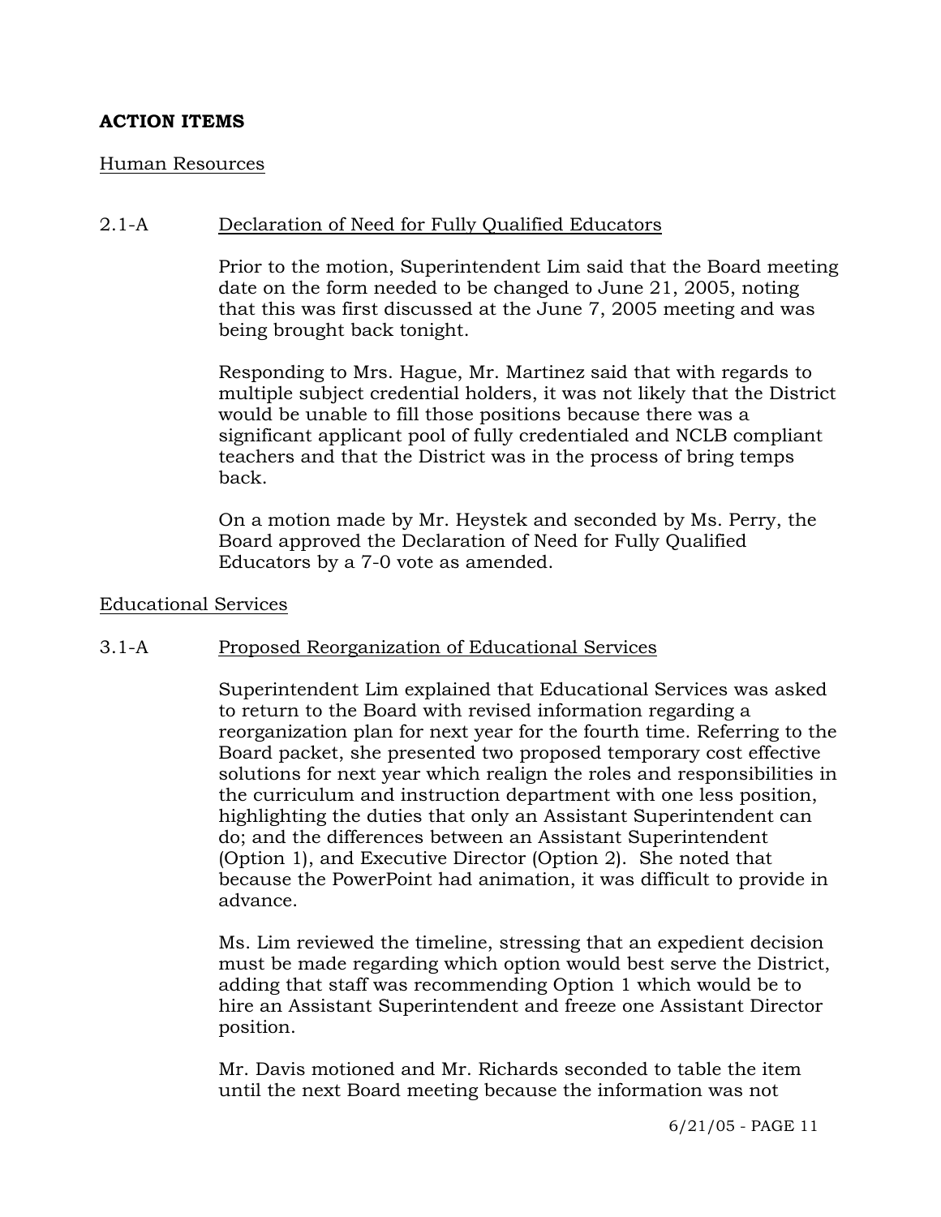**ACTION ITEMS**

Human Resources

2.1-A Declaration of Need for Fully Qualified Educators

Prior to the motion, Superintendent Lim said that the Board meeting date on the form needed to be changed to June 21, 2005, noting that this was first discussed at the June 7, 2005 meeting and was being brought back tonight.

Responding to Mrs. Hague, Mr. Martinez said that with regards to multiple subject credential holders, it was not likely that the District would be unable to fill those positions because there was a significant applicant pool of fully credentialed and NCLB compliant teachers and that the District was in the process of bring temps back.

On a motion made by Mr. Heystek and seconded by Ms. Perry, the Board approved the Declaration of Need for Fully Qualified Educators by a 7-0 vote as amended.

Educational Services

3.1-A Proposed Reorganization of Educational Services

Superintendent Lim explained that Educational Services was asked to return to the Board with revised information regarding a reorganization plan for next year for the fourth time. Referring to the Board packet, she presented two proposed temporary cost effective solutions for next year which realign the roles and responsibilities in the curriculum and instruction department with one less position, highlighting the duties that only an Assistant Superintendent can do; and the differences between an Assistant Superintendent (Option 1), and Executive Director (Option 2). She noted that because the PowerPoint had animation, it was difficult to provide in advance.

Ms. Lim reviewed the timeline, stressing that an expedient decision must be made regarding which option would best serve the District, adding that staff was recommending Option 1 which would be to hire an Assistant Superintendent and freeze one Assistant Director position.

Mr. Davis motioned and Mr. Richards seconded to table the item until the next Board meeting because the information was not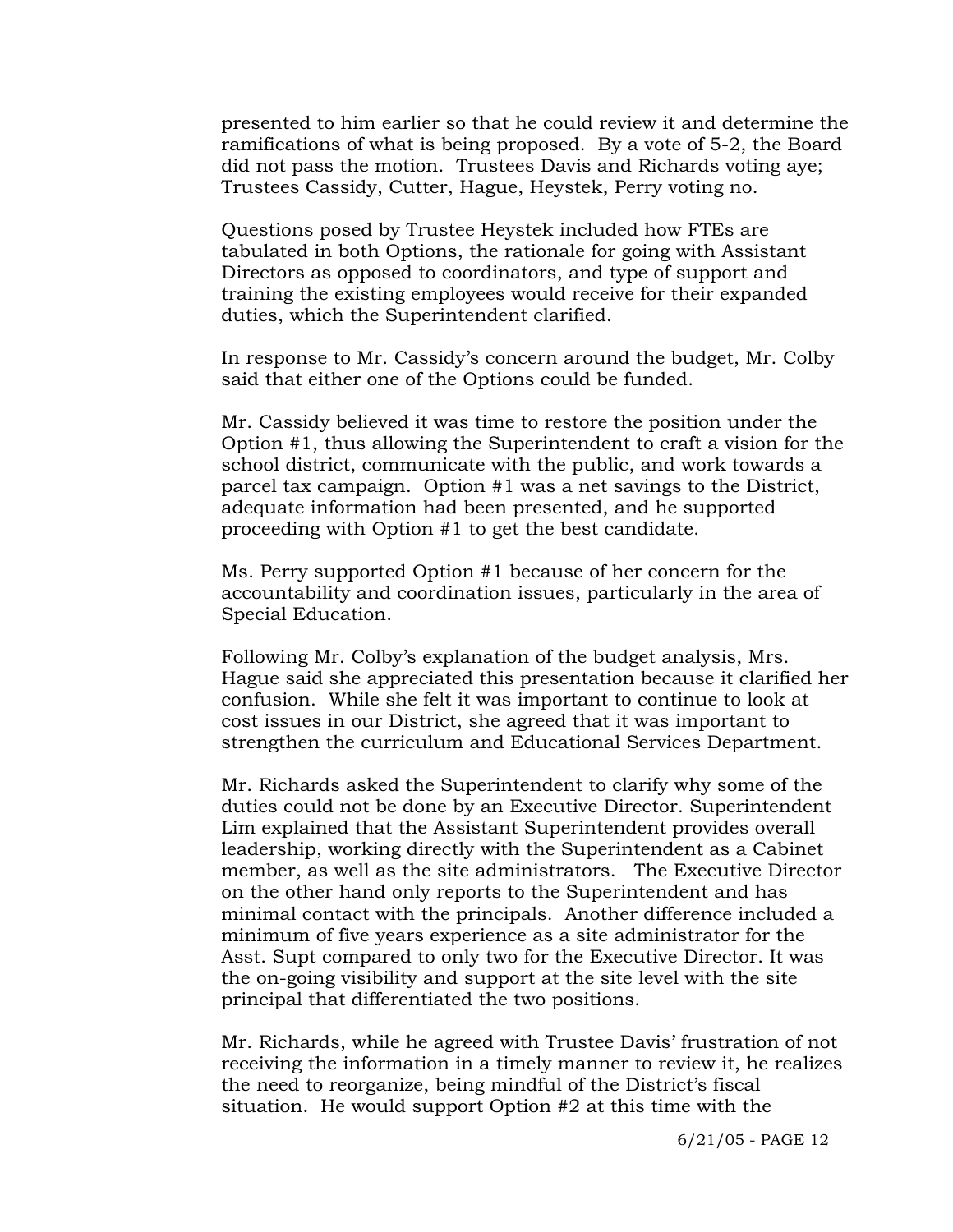presented to him earlier so that he could review it and determine the ramifications of what is being proposed. By a vote of 5-2, the Board did not pass the motion. Trustees Davis and Richards voting aye; Trustees Cassidy, Cutter, Hague, Heystek, Perry voting no.

Questions posed by Trustee Heystek included how FTEs are tabulated in both Options, the rationale for going with Assistant Directors as opposed to coordinators, and type of support and training the existing employees would receive for their expanded duties, which the Superintendent clarified.

In response to Mr. Cassidy's concern around the budget, Mr. Colby said that either one of the Options could be funded.

Mr. Cassidy believed it was time to restore the position under the Option #1, thus allowing the Superintendent to craft a vision for the school district, communicate with the public, and work towards a parcel tax campaign. Option #1 was a net savings to the District, adequate information had been presented, and he supported proceeding with Option #1 to get the best candidate.

Ms. Perry supported Option #1 because of her concern for the accountability and coordination issues, particularly in the area of Special Education.

Following Mr. Colby's explanation of the budget analysis, Mrs. Hague said she appreciated this presentation because it clarified her confusion. While she felt it was important to continue to look at cost issues in our District, she agreed that it was important to strengthen the curriculum and Educational Services Department.

Mr. Richards asked the Superintendent to clarify why some of the duties could not be done by an Executive Director. Superintendent Lim explained that the Assistant Superintendent provides overall leadership, working directly with the Superintendent as a Cabinet member, as well as the site administrators. The Executive Director on the other hand only reports to the Superintendent and has minimal contact with the principals. Another difference included a minimum of five years experience as a site administrator for the Asst. Supt compared to only two for the Executive Director. It was the on-going visibility and support at the site level with the site principal that differentiated the two positions.

Mr. Richards, while he agreed with Trustee Davis' frustration of not receiving the information in a timely manner to review it, he realizes the need to reorganize, being mindful of the District's fiscal situation. He would support Option #2 at this time with the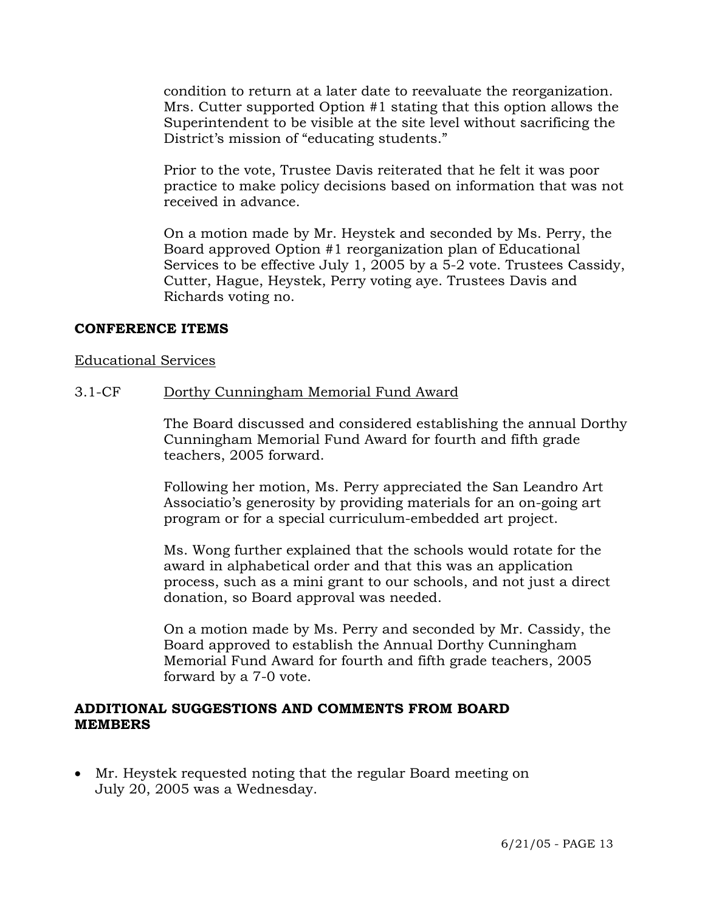condition to return at a later date to reevaluate the reorganization. Mrs. Cutter supported Option #1 stating that this option allows the Superintendent to be visible at the site level without sacrificing the District's mission of "educating students."

Prior to the vote, Trustee Davis reiterated that he felt it was poor practice to make policy decisions based on information that was not received in advance.

On a motion made by Mr. Heystek and seconded by Ms. Perry, the Board approved Option #1 reorganization plan of Educational Services to be effective July 1, 2005 by a 5-2 vote. Trustees Cassidy, Cutter, Hague, Heystek, Perry voting aye. Trustees Davis and Richards voting no.

**CONFERENCE ITEMS**

Educational Services

3.1-CF Dorthy Cunningham Memorial Fund Award

The Board discussed and considered establishing the annual Dorthy Cunningham Memorial Fund Award for fourth and fifth grade teachers, 2005 forward.

Following her motion, Ms. Perry appreciated the San Leandro Art Associatio's generosity by providing materials for an on-going art program or for a special curriculum-embedded art project.

Ms. Wong further explained that the schools would rotate for the award in alphabetical order and that this was an application process, such as a mini grant to our schools, and not just a direct donation, so Board approval was needed.

On a motion made by Ms. Perry and seconded by Mr. Cassidy, the Board approved to establish the Annual Dorthy Cunningham Memorial Fund Award for fourth and fifth grade teachers, 2005 forward by a 7-0 vote.

**ADDITIONAL SUGGESTIONS AND COMMENTS FROM BOARD MEMBERS**

- Mr. Heystek requested noting that the regular Board meeting on July 20, 2005 was a Wednesday.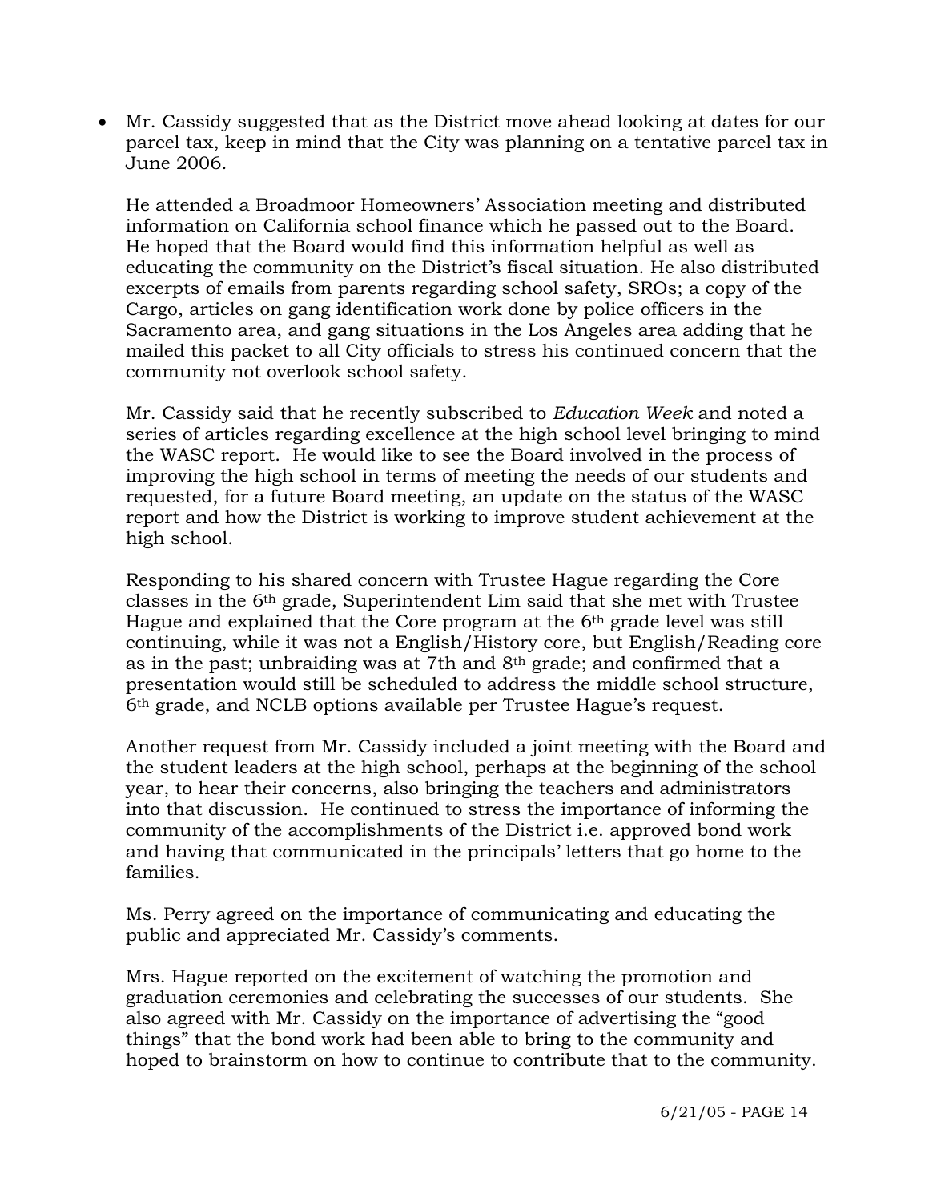- Mr. Cassidy suggested that as the District move ahead looking at dates for our parcel tax, keep in mind that the City was planning on a tentative parcel tax in June 2006.

  He attended a Broadmoor Homeowners' Association meeting and distributed information on California school finance which he passed out to the Board. He hoped that the Board would find this information helpful as well as educating the community on the District's fiscal situation. He also distributed excerpts of emails from parents regarding school safety, SROs; a copy of the Cargo, articles on gang identification work done by police officers in the Sacramento area, and gang situations in the Los Angeles area adding that he mailed this packet to all City officials to stress his continued concern that the community not overlook school safety.

  Mr. Cassidy said that he recently subscribed to *Education Week* and noted a series of articles regarding excellence at the high school level bringing to mind the WASC report. He would like to see the Board involved in the process of improving the high school in terms of meeting the needs of our students and requested, for a future Board meeting, an update on the status of the WASC report and how the District is working to improve student achievement at the high school.

  Responding to his shared concern with Trustee Hague regarding the Core classes in the 6th grade, Superintendent Lim said that she met with Trustee Hague and explained that the Core program at the 6th grade level was still continuing, while it was not a English/History core, but English/Reading core as in the past; unbraiding was at 7th and 8th grade; and confirmed that a presentation would still be scheduled to address the middle school structure, 6th grade, and NCLB options available per Trustee Hague's request.

  Another request from Mr. Cassidy included a joint meeting with the Board and the student leaders at the high school, perhaps at the beginning of the school year, to hear their concerns, also bringing the teachers and administrators into that discussion. He continued to stress the importance of informing the community of the accomplishments of the District i.e. approved bond work and having that communicated in the principals' letters that go home to the families.

  Ms. Perry agreed on the importance of communicating and educating the public and appreciated Mr. Cassidy's comments.

  Mrs. Hague reported on the excitement of watching the promotion and graduation ceremonies and celebrating the successes of our students. She also agreed with Mr. Cassidy on the importance of advertising the "good things" that the bond work had been able to bring to the community and hoped to brainstorm on how to continue to contribute that to the community.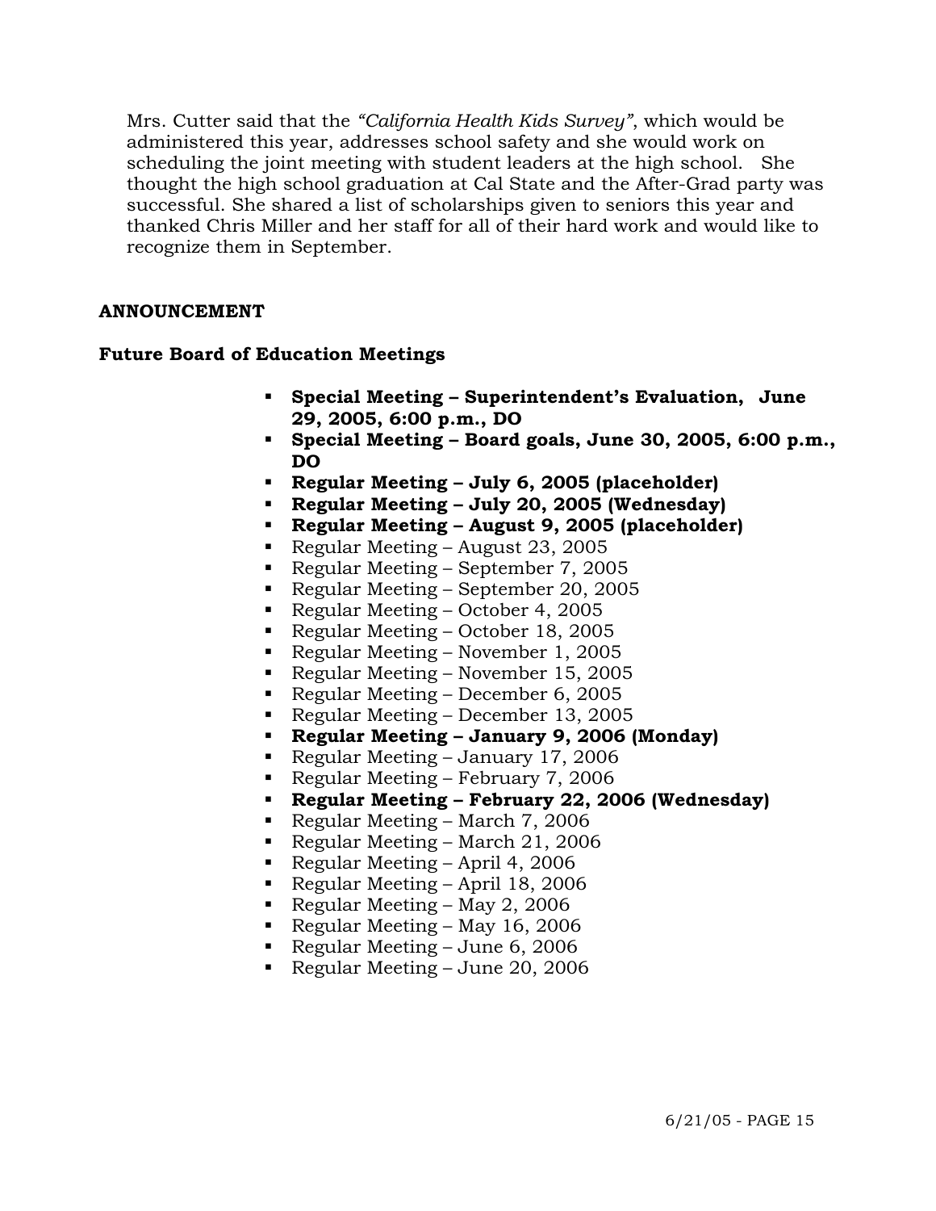Mrs. Cutter said that the *"California Health Kids Survey"*, which would be administered this year, addresses school safety and she would work on scheduling the joint meeting with student leaders at the high school. She thought the high school graduation at Cal State and the After-Grad party was successful. She shared a list of scholarships given to seniors this year and thanked Chris Miller and her staff for all of their hard work and would like to recognize them in September.

**ANNOUNCEMENT**

**Future Board of Education Meetings**

- **Special Meeting – Superintendent's Evaluation, June 29, 2005, 6:00 p.m., DO**
- **Special Meeting – Board goals, June 30, 2005, 6:00 p.m., DO**
- **Regular Meeting – July 6, 2005 (placeholder)**
- **Regular Meeting – July 20, 2005 (Wednesday)**
- **Regular Meeting – August 9, 2005 (placeholder)**
- Regular Meeting – August 23, 2005
- Regular Meeting – September 7, 2005
- Regular Meeting – September 20, 2005
- Regular Meeting – October 4, 2005
- Regular Meeting – October 18, 2005
- Regular Meeting – November 1, 2005
- Regular Meeting – November 15, 2005
- Regular Meeting – December 6, 2005
- Regular Meeting – December 13, 2005
- **Regular Meeting – January 9, 2006 (Monday)**
- Regular Meeting – January 17, 2006
- Regular Meeting – February 7, 2006
- **Regular Meeting – February 22, 2006 (Wednesday)**
- Regular Meeting – March 7, 2006
- Regular Meeting – March 21, 2006
- Regular Meeting – April 4, 2006
- Regular Meeting – April 18, 2006
- Regular Meeting – May 2, 2006
- Regular Meeting – May 16, 2006
- Regular Meeting – June 6, 2006
- Regular Meeting – June 20, 2006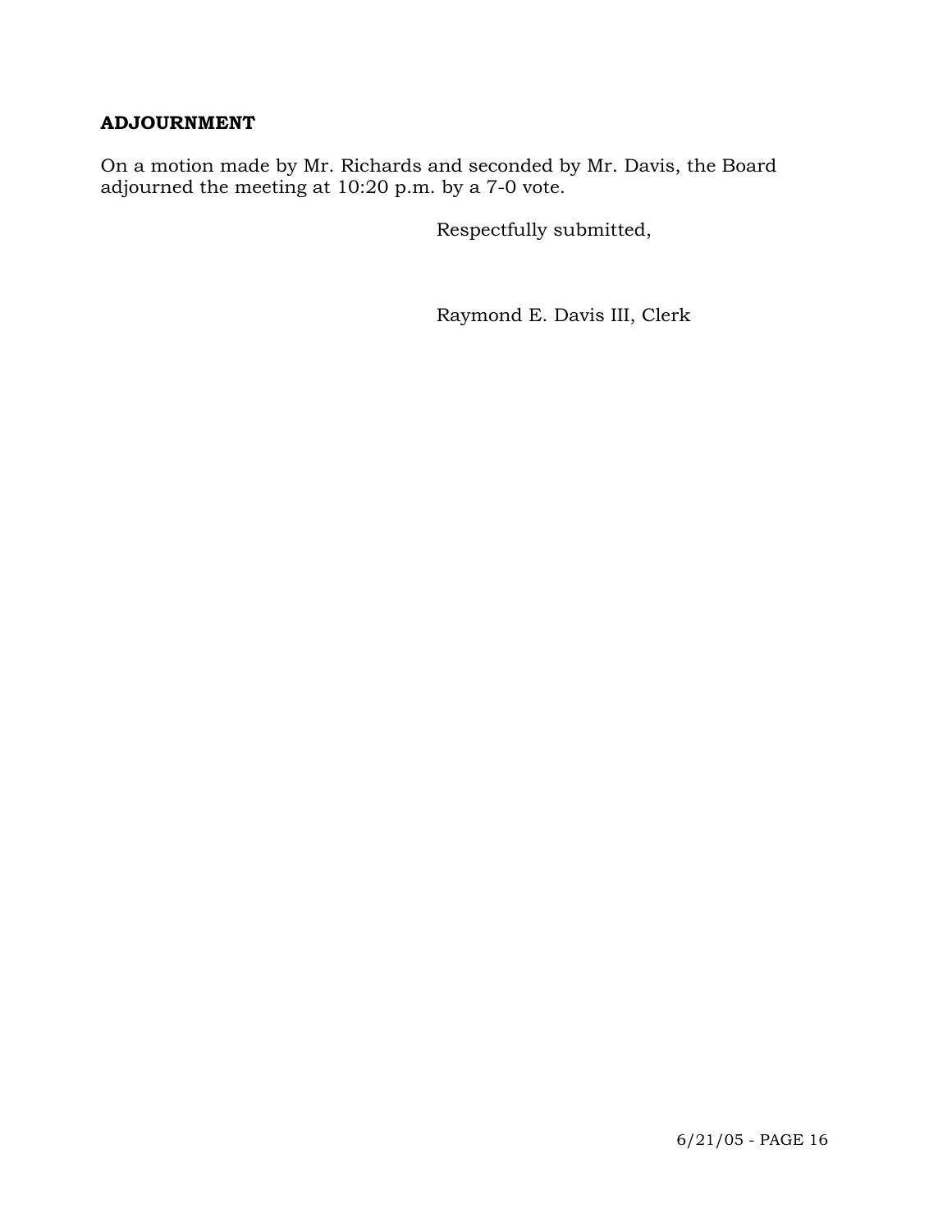**ADJOURNMENT**

On a motion made by Mr. Richards and seconded by Mr. Davis, the Board adjourned the meeting at 10:20 p.m. by a 7-0 vote.

Respectfully submitted,

Raymond E. Davis III, Clerk